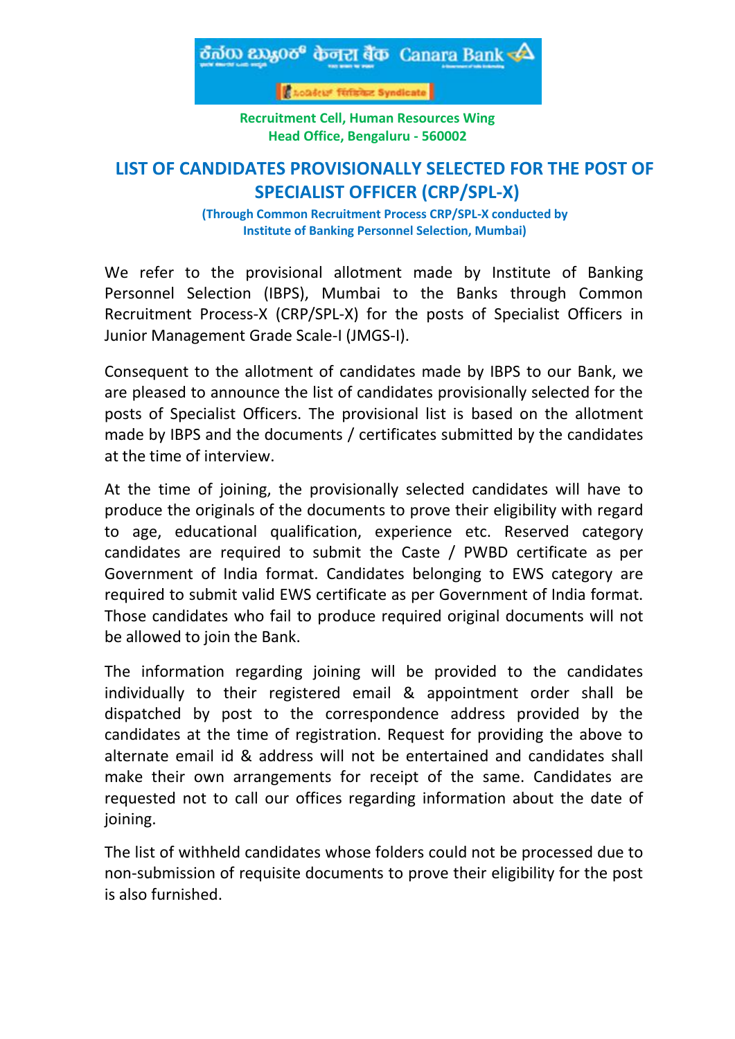Recruitment Cell, Human Resources Wing
Head Office, Bengaluru - 560002

# LIST OF CANDIDATES PROVISIONALLY SELECTED FOR THE POST OF SPECIALIST OFFICER (CRP/SPL-X)

**(Through Common Recruitment Process CRP/SPL-X conducted by Institute of Banking Personnel Selection, Mumbai)**

We refer to the provisional allotment made by Institute of Banking Personnel Selection (IBPS), Mumbai to the Banks through Common Recruitment Process-X (CRP/SPL-X) for the posts of Specialist Officers in Junior Management Grade Scale-I (JMGS-I).

Consequent to the allotment of candidates made by IBPS to our Bank, we are pleased to announce the list of candidates provisionally selected for the posts of Specialist Officers. The provisional list is based on the allotment made by IBPS and the documents / certificates submitted by the candidates at the time of interview.

At the time of joining, the provisionally selected candidates will have to produce the originals of the documents to prove their eligibility with regard to age, educational qualification, experience etc. Reserved category candidates are required to submit the Caste / PWBD certificate as per Government of India format. Candidates belonging to EWS category are required to submit valid EWS certificate as per Government of India format. Those candidates who fail to produce required original documents will not be allowed to join the Bank.

The information regarding joining will be provided to the candidates individually to their registered email & appointment order shall be dispatched by post to the correspondence address provided by the candidates at the time of registration. Request for providing the above to alternate email id & address will not be entertained and candidates shall make their own arrangements for receipt of the same. Candidates are requested not to call our offices regarding information about the date of joining.

The list of withheld candidates whose folders could not be processed due to non-submission of requisite documents to prove their eligibility for the post is also furnished.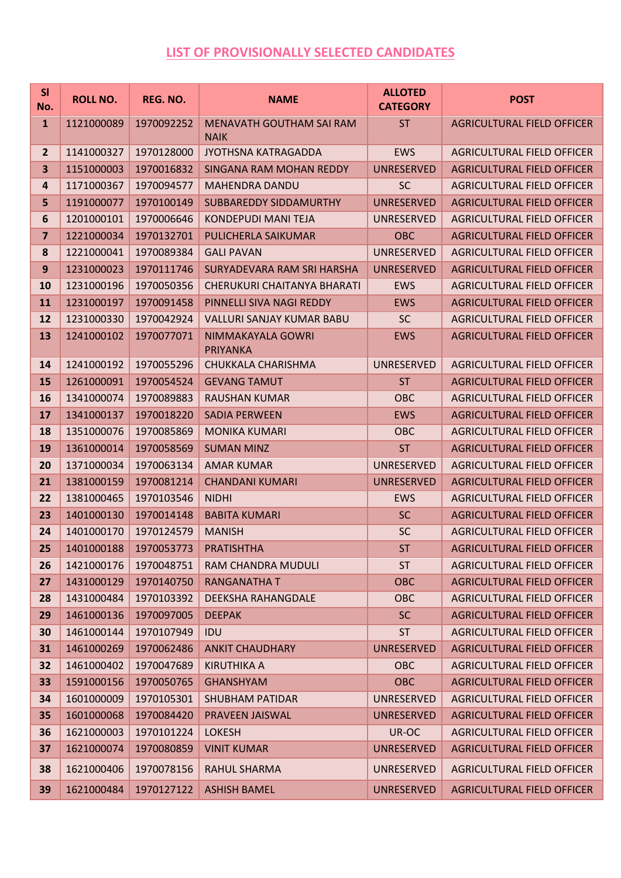## LIST OF PROVISIONALLY SELECTED CANDIDATES

| Sl No. | ROLL NO. | REG. NO. | NAME | ALLOTED CATEGORY | POST |
|---|---|---|---|---|---|
| 1 | 1121000089 | 1970092252 | MENAVATH GOUTHAM SAI RAM NAIK | ST | AGRICULTURAL FIELD OFFICER |
| 2 | 1141000327 | 1970128000 | JYOTHSNA KATRAGADDA | EWS | AGRICULTURAL FIELD OFFICER |
| 3 | 1151000003 | 1970016832 | SINGANA RAM MOHAN REDDY | UNRESERVED | AGRICULTURAL FIELD OFFICER |
| 4 | 1171000367 | 1970094577 | MAHENDRA DANDU | SC | AGRICULTURAL FIELD OFFICER |
| 5 | 1191000077 | 1970100149 | SUBBAREDDY SIDDAMURTHY | UNRESERVED | AGRICULTURAL FIELD OFFICER |
| 6 | 1201000101 | 1970006646 | KONDEPUDI MANI TEJA | UNRESERVED | AGRICULTURAL FIELD OFFICER |
| 7 | 1221000034 | 1970132701 | PULICHERLA SAIKUMAR | OBC | AGRICULTURAL FIELD OFFICER |
| 8 | 1221000041 | 1970089384 | GALI PAVAN | UNRESERVED | AGRICULTURAL FIELD OFFICER |
| 9 | 1231000023 | 1970111746 | SURYADEVARA RAM SRI HARSHA | UNRESERVED | AGRICULTURAL FIELD OFFICER |
| 10 | 1231000196 | 1970050356 | CHERUKURI CHAITANYA BHARATI | EWS | AGRICULTURAL FIELD OFFICER |
| 11 | 1231000197 | 1970091458 | PINNELLI SIVA NAGI REDDY | EWS | AGRICULTURAL FIELD OFFICER |
| 12 | 1231000330 | 1970042924 | VALLURI SANJAY KUMAR BABU | SC | AGRICULTURAL FIELD OFFICER |
| 13 | 1241000102 | 1970077071 | NIMMAKAYALA GOWRI PRIYANKA | EWS | AGRICULTURAL FIELD OFFICER |
| 14 | 1241000192 | 1970055296 | CHUKKALA CHARISHMA | UNRESERVED | AGRICULTURAL FIELD OFFICER |
| 15 | 1261000091 | 1970054524 | GEVANG TAMUT | ST | AGRICULTURAL FIELD OFFICER |
| 16 | 1341000074 | 1970089883 | RAUSHAN KUMAR | OBC | AGRICULTURAL FIELD OFFICER |
| 17 | 1341000137 | 1970018220 | SADIA PERWEEN | EWS | AGRICULTURAL FIELD OFFICER |
| 18 | 1351000076 | 1970085869 | MONIKA KUMARI | OBC | AGRICULTURAL FIELD OFFICER |
| 19 | 1361000014 | 1970058569 | SUMAN MINZ | ST | AGRICULTURAL FIELD OFFICER |
| 20 | 1371000034 | 1970063134 | AMAR KUMAR | UNRESERVED | AGRICULTURAL FIELD OFFICER |
| 21 | 1381000159 | 1970081214 | CHANDANI KUMARI | UNRESERVED | AGRICULTURAL FIELD OFFICER |
| 22 | 1381000465 | 1970103546 | NIDHI | EWS | AGRICULTURAL FIELD OFFICER |
| 23 | 1401000130 | 1970014148 | BABITA KUMARI | SC | AGRICULTURAL FIELD OFFICER |
| 24 | 1401000170 | 1970124579 | MANISH | SC | AGRICULTURAL FIELD OFFICER |
| 25 | 1401000188 | 1970053773 | PRATISHTHA | ST | AGRICULTURAL FIELD OFFICER |
| 26 | 1421000176 | 1970048751 | RAM CHANDRA MUDULI | ST | AGRICULTURAL FIELD OFFICER |
| 27 | 1431000129 | 1970140750 | RANGANATHA T | OBC | AGRICULTURAL FIELD OFFICER |
| 28 | 1431000484 | 1970103392 | DEEKSHA RAHANGDALE | OBC | AGRICULTURAL FIELD OFFICER |
| 29 | 1461000136 | 1970097005 | DEEPAK | SC | AGRICULTURAL FIELD OFFICER |
| 30 | 1461000144 | 1970107949 | IDU | ST | AGRICULTURAL FIELD OFFICER |
| 31 | 1461000269 | 1970062486 | ANKIT CHAUDHARY | UNRESERVED | AGRICULTURAL FIELD OFFICER |
| 32 | 1461000402 | 1970047689 | KIRUTHIKA A | OBC | AGRICULTURAL FIELD OFFICER |
| 33 | 1591000156 | 1970050765 | GHANSHYAM | OBC | AGRICULTURAL FIELD OFFICER |
| 34 | 1601000009 | 1970105301 | SHUBHAM PATIDAR | UNRESERVED | AGRICULTURAL FIELD OFFICER |
| 35 | 1601000068 | 1970084420 | PRAVEEN JAISWAL | UNRESERVED | AGRICULTURAL FIELD OFFICER |
| 36 | 1621000003 | 1970101224 | LOKESH | UR-OC | AGRICULTURAL FIELD OFFICER |
| 37 | 1621000074 | 1970080859 | VINIT KUMAR | UNRESERVED | AGRICULTURAL FIELD OFFICER |
| 38 | 1621000406 | 1970078156 | RAHUL SHARMA | UNRESERVED | AGRICULTURAL FIELD OFFICER |
| 39 | 1621000484 | 1970127122 | ASHISH BAMEL | UNRESERVED | AGRICULTURAL FIELD OFFICER |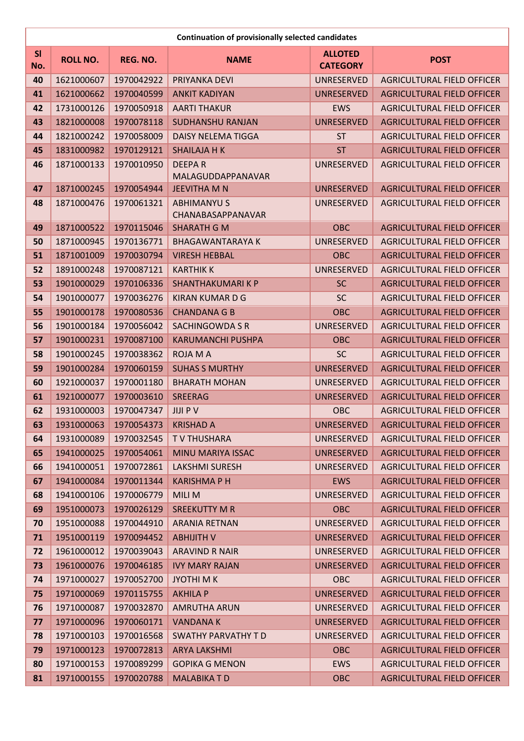| Continuation of provisionally selected candidates | | | | | |
|---|---|---|---|---|---|
| **Sl No.** | **ROLL NO.** | **REG. NO.** | **NAME** | **ALLOTED CATEGORY** | **POST** |
| 40 | 1621000607 | 1970042922 | PRIYANKA DEVI | UNRESERVED | AGRICULTURAL FIELD OFFICER |
| 41 | 1621000662 | 1970040599 | ANKIT KADIYAN | UNRESERVED | AGRICULTURAL FIELD OFFICER |
| 42 | 1731000126 | 1970050918 | AARTI THAKUR | EWS | AGRICULTURAL FIELD OFFICER |
| 43 | 1821000008 | 1970078118 | SUDHANSHU RANJAN | UNRESERVED | AGRICULTURAL FIELD OFFICER |
| 44 | 1821000242 | 1970058009 | DAISY NELEMA TIGGA | ST | AGRICULTURAL FIELD OFFICER |
| 45 | 1831000982 | 1970129121 | SHAILAJA H K | ST | AGRICULTURAL FIELD OFFICER |
| 46 | 1871000133 | 1970010950 | DEEPA R MALAGUDDAPPANAVAR | UNRESERVED | AGRICULTURAL FIELD OFFICER |
| 47 | 1871000245 | 1970054944 | JEEVITHA M N | UNRESERVED | AGRICULTURAL FIELD OFFICER |
| 48 | 1871000476 | 1970061321 | ABHIMANYU S CHANABASAPPANAVAR | UNRESERVED | AGRICULTURAL FIELD OFFICER |
| 49 | 1871000522 | 1970115046 | SHARATH G M | OBC | AGRICULTURAL FIELD OFFICER |
| 50 | 1871000945 | 1970136771 | BHAGAWANTARAYA K | UNRESERVED | AGRICULTURAL FIELD OFFICER |
| 51 | 1871001009 | 1970030794 | VIRESH HEBBAL | OBC | AGRICULTURAL FIELD OFFICER |
| 52 | 1891000248 | 1970087121 | KARTHIK K | UNRESERVED | AGRICULTURAL FIELD OFFICER |
| 53 | 1901000029 | 1970106336 | SHANTHAKUMARI K P | SC | AGRICULTURAL FIELD OFFICER |
| 54 | 1901000077 | 1970036276 | KIRAN KUMAR D G | SC | AGRICULTURAL FIELD OFFICER |
| 55 | 1901000178 | 1970080536 | CHANDANA G B | OBC | AGRICULTURAL FIELD OFFICER |
| 56 | 1901000184 | 1970056042 | SACHINGOWDA S R | UNRESERVED | AGRICULTURAL FIELD OFFICER |
| 57 | 1901000231 | 1970087100 | KARUMANCHI PUSHPA | OBC | AGRICULTURAL FIELD OFFICER |
| 58 | 1901000245 | 1970038362 | ROJA M A | SC | AGRICULTURAL FIELD OFFICER |
| 59 | 1901000284 | 1970060159 | SUHAS S MURTHY | UNRESERVED | AGRICULTURAL FIELD OFFICER |
| 60 | 1921000037 | 1970001180 | BHARATH MOHAN | UNRESERVED | AGRICULTURAL FIELD OFFICER |
| 61 | 1921000077 | 1970003610 | SREERAG | UNRESERVED | AGRICULTURAL FIELD OFFICER |
| 62 | 1931000003 | 1970047347 | JIJI P V | OBC | AGRICULTURAL FIELD OFFICER |
| 63 | 1931000063 | 1970054373 | KRISHAD A | UNRESERVED | AGRICULTURAL FIELD OFFICER |
| 64 | 1931000089 | 1970032545 | T V THUSHARA | UNRESERVED | AGRICULTURAL FIELD OFFICER |
| 65 | 1941000025 | 1970054061 | MINU MARIYA ISSAC | UNRESERVED | AGRICULTURAL FIELD OFFICER |
| 66 | 1941000051 | 1970072861 | LAKSHMI SURESH | UNRESERVED | AGRICULTURAL FIELD OFFICER |
| 67 | 1941000084 | 1970011344 | KARISHMA P H | EWS | AGRICULTURAL FIELD OFFICER |
| 68 | 1941000106 | 1970006779 | MILI M | UNRESERVED | AGRICULTURAL FIELD OFFICER |
| 69 | 1951000073 | 1970026129 | SREEKUTTY M R | OBC | AGRICULTURAL FIELD OFFICER |
| 70 | 1951000088 | 1970044910 | ARANIA RETNAN | UNRESERVED | AGRICULTURAL FIELD OFFICER |
| 71 | 1951000119 | 1970094452 | ABHIJITH V | UNRESERVED | AGRICULTURAL FIELD OFFICER |
| 72 | 1961000012 | 1970039043 | ARAVIND R NAIR | UNRESERVED | AGRICULTURAL FIELD OFFICER |
| 73 | 1961000076 | 1970046185 | IVY MARY RAJAN | UNRESERVED | AGRICULTURAL FIELD OFFICER |
| 74 | 1971000027 | 1970052700 | JYOTHI M K | OBC | AGRICULTURAL FIELD OFFICER |
| 75 | 1971000069 | 1970115755 | AKHILA P | UNRESERVED | AGRICULTURAL FIELD OFFICER |
| 76 | 1971000087 | 1970032870 | AMRUTHA ARUN | UNRESERVED | AGRICULTURAL FIELD OFFICER |
| 77 | 1971000096 | 1970060171 | VANDANA K | UNRESERVED | AGRICULTURAL FIELD OFFICER |
| 78 | 1971000103 | 1970016568 | SWATHY PARVATHY T D | UNRESERVED | AGRICULTURAL FIELD OFFICER |
| 79 | 1971000123 | 1970072813 | ARYA LAKSHMI | OBC | AGRICULTURAL FIELD OFFICER |
| 80 | 1971000153 | 1970089299 | GOPIKA G MENON | EWS | AGRICULTURAL FIELD OFFICER |
| 81 | 1971000155 | 1970020788 | MALABIKA T D | OBC | AGRICULTURAL FIELD OFFICER |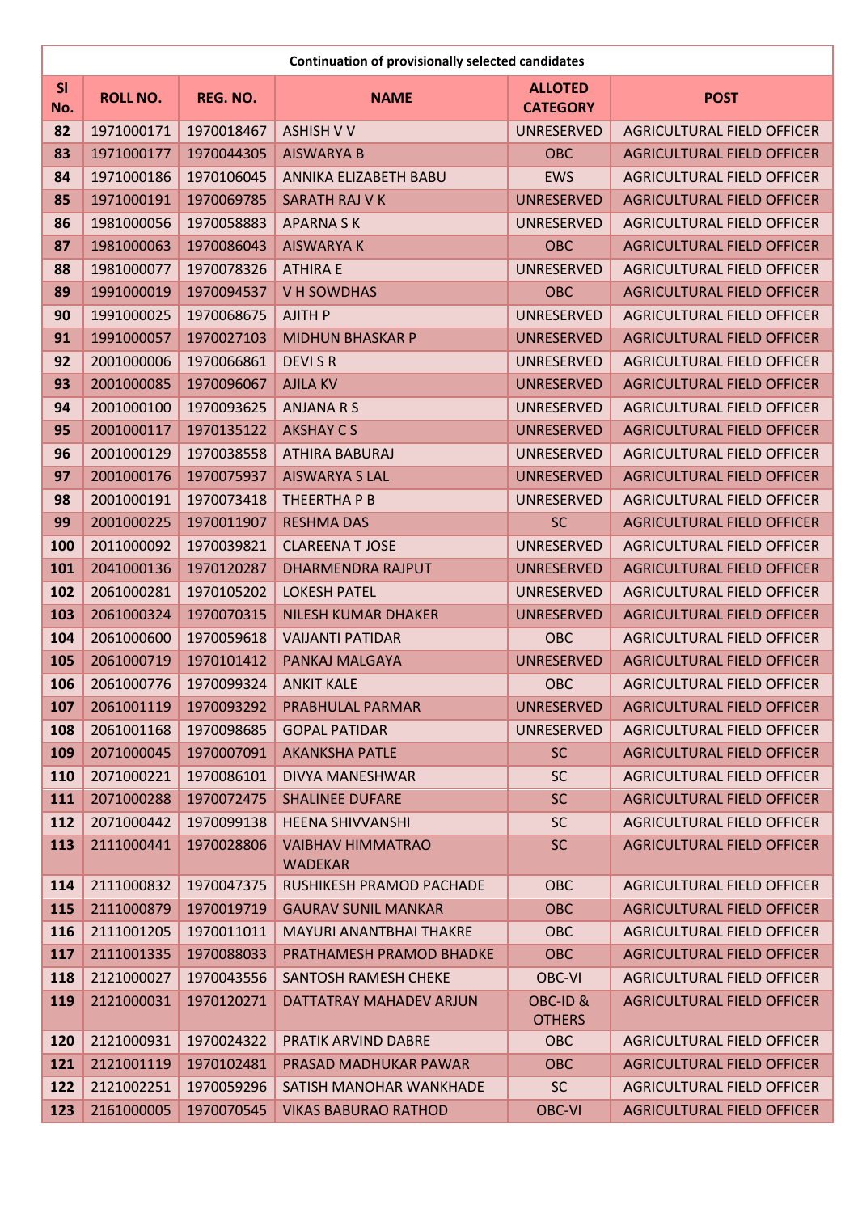| Continuation of provisionally selected candidates | | | | | |
|---|---|---|---|---|---|
| **Sl No.** | **ROLL NO.** | **REG. NO.** | **NAME** | **ALLOTED CATEGORY** | **POST** |
| **82** | 1971000171 | 1970018467 | ASHISH V V | UNRESERVED | AGRICULTURAL FIELD OFFICER |
| **83** | 1971000177 | 1970044305 | AISWARYA B | OBC | AGRICULTURAL FIELD OFFICER |
| **84** | 1971000186 | 1970106045 | ANNIKA ELIZABETH BABU | EWS | AGRICULTURAL FIELD OFFICER |
| **85** | 1971000191 | 1970069785 | SARATH RAJ V K | UNRESERVED | AGRICULTURAL FIELD OFFICER |
| **86** | 1981000056 | 1970058883 | APARNA S K | UNRESERVED | AGRICULTURAL FIELD OFFICER |
| **87** | 1981000063 | 1970086043 | AISWARYA K | OBC | AGRICULTURAL FIELD OFFICER |
| **88** | 1981000077 | 1970078326 | ATHIRA E | UNRESERVED | AGRICULTURAL FIELD OFFICER |
| **89** | 1991000019 | 1970094537 | V H SOWDHAS | OBC | AGRICULTURAL FIELD OFFICER |
| **90** | 1991000025 | 1970068675 | AJITH P | UNRESERVED | AGRICULTURAL FIELD OFFICER |
| **91** | 1991000057 | 1970027103 | MIDHUN BHASKAR P | UNRESERVED | AGRICULTURAL FIELD OFFICER |
| **92** | 2001000006 | 1970066861 | DEVI S R | UNRESERVED | AGRICULTURAL FIELD OFFICER |
| **93** | 2001000085 | 1970096067 | AJILA KV | UNRESERVED | AGRICULTURAL FIELD OFFICER |
| **94** | 2001000100 | 1970093625 | ANJANA R S | UNRESERVED | AGRICULTURAL FIELD OFFICER |
| **95** | 2001000117 | 1970135122 | AKSHAY C S | UNRESERVED | AGRICULTURAL FIELD OFFICER |
| **96** | 2001000129 | 1970038558 | ATHIRA BABURAJ | UNRESERVED | AGRICULTURAL FIELD OFFICER |
| **97** | 2001000176 | 1970075937 | AISWARYA S LAL | UNRESERVED | AGRICULTURAL FIELD OFFICER |
| **98** | 2001000191 | 1970073418 | THEERTHA P B | UNRESERVED | AGRICULTURAL FIELD OFFICER |
| **99** | 2001000225 | 1970011907 | RESHMA DAS | SC | AGRICULTURAL FIELD OFFICER |
| **100** | 2011000092 | 1970039821 | CLAREENA T JOSE | UNRESERVED | AGRICULTURAL FIELD OFFICER |
| **101** | 2041000136 | 1970120287 | DHARMENDRA RAJPUT | UNRESERVED | AGRICULTURAL FIELD OFFICER |
| **102** | 2061000281 | 1970105202 | LOKESH PATEL | UNRESERVED | AGRICULTURAL FIELD OFFICER |
| **103** | 2061000324 | 1970070315 | NILESH KUMAR DHAKER | UNRESERVED | AGRICULTURAL FIELD OFFICER |
| **104** | 2061000600 | 1970059618 | VAIJANTI PATIDAR | OBC | AGRICULTURAL FIELD OFFICER |
| **105** | 2061000719 | 1970101412 | PANKAJ MALGAYA | UNRESERVED | AGRICULTURAL FIELD OFFICER |
| **106** | 2061000776 | 1970099324 | ANKIT KALE | OBC | AGRICULTURAL FIELD OFFICER |
| **107** | 2061001119 | 1970093292 | PRABHULAL PARMAR | UNRESERVED | AGRICULTURAL FIELD OFFICER |
| **108** | 2061001168 | 1970098685 | GOPAL PATIDAR | UNRESERVED | AGRICULTURAL FIELD OFFICER |
| **109** | 2071000045 | 1970007091 | AKANKSHA PATLE | SC | AGRICULTURAL FIELD OFFICER |
| **110** | 2071000221 | 1970086101 | DIVYA MANESHWAR | SC | AGRICULTURAL FIELD OFFICER |
| **111** | 2071000288 | 1970072475 | SHALINEE DUFARE | SC | AGRICULTURAL FIELD OFFICER |
| **112** | 2071000442 | 1970099138 | HEENA SHIVVANSHI | SC | AGRICULTURAL FIELD OFFICER |
| **113** | 2111000441 | 1970028806 | VAIBHAV HIMMATRAO WADEKAR | SC | AGRICULTURAL FIELD OFFICER |
| **114** | 2111000832 | 1970047375 | RUSHIKESH PRAMOD PACHADE | OBC | AGRICULTURAL FIELD OFFICER |
| **115** | 2111000879 | 1970019719 | GAURAV SUNIL MANKAR | OBC | AGRICULTURAL FIELD OFFICER |
| **116** | 2111001205 | 1970011011 | MAYURI ANANTBHAI THAKRE | OBC | AGRICULTURAL FIELD OFFICER |
| **117** | 2111001335 | 1970088033 | PRATHAMESH PRAMOD BHADKE | OBC | AGRICULTURAL FIELD OFFICER |
| **118** | 2121000027 | 1970043556 | SANTOSH RAMESH CHEKE | OBC-VI | AGRICULTURAL FIELD OFFICER |
| **119** | 2121000031 | 1970120271 | DATTATRAY MAHADEV ARJUN | OBC-ID & OTHERS | AGRICULTURAL FIELD OFFICER |
| **120** | 2121000931 | 1970024322 | PRATIK ARVIND DABRE | OBC | AGRICULTURAL FIELD OFFICER |
| **121** | 2121001119 | 1970102481 | PRASAD MADHUKAR PAWAR | OBC | AGRICULTURAL FIELD OFFICER |
| **122** | 2121002251 | 1970059296 | SATISH MANOHAR WANKHADE | SC | AGRICULTURAL FIELD OFFICER |
| **123** | 2161000005 | 1970070545 | VIKAS BABURAO RATHOD | OBC-VI | AGRICULTURAL FIELD OFFICER |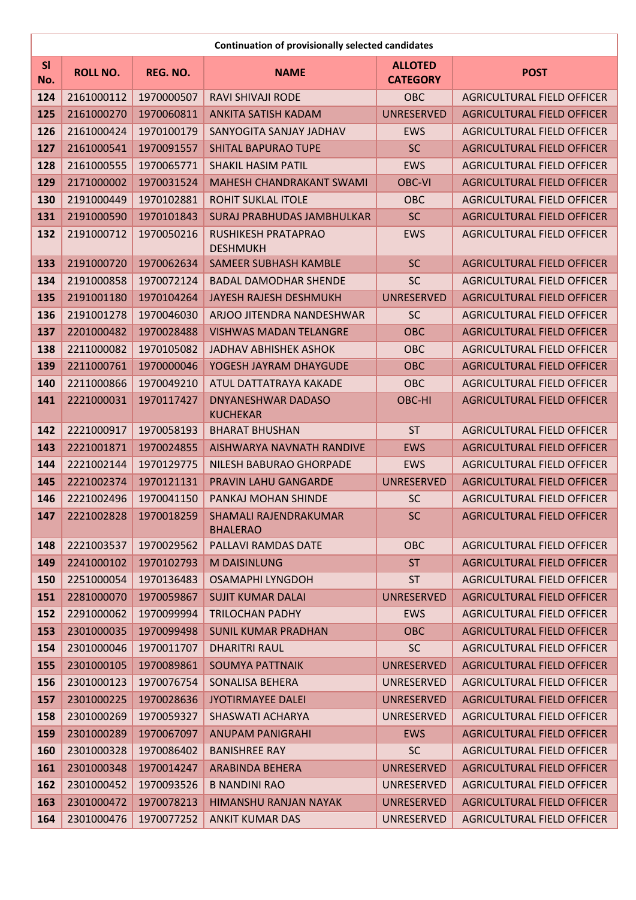| Continuation of provisionally selected candidates | | | | | |
|---|---|---|---|---|---|
| **Sl No.** | **ROLL NO.** | **REG. NO.** | **NAME** | **ALLOTED CATEGORY** | **POST** |
| 124 | 2161000112 | 1970000507 | RAVI SHIVAJI RODE | OBC | AGRICULTURAL FIELD OFFICER |
| 125 | 2161000270 | 1970060811 | ANKITA SATISH KADAM | UNRESERVED | AGRICULTURAL FIELD OFFICER |
| 126 | 2161000424 | 1970100179 | SANYOGITA SANJAY JADHAV | EWS | AGRICULTURAL FIELD OFFICER |
| 127 | 2161000541 | 1970091557 | SHITAL BAPURAO TUPE | SC | AGRICULTURAL FIELD OFFICER |
| 128 | 2161000555 | 1970065771 | SHAKIL HASIM PATIL | EWS | AGRICULTURAL FIELD OFFICER |
| 129 | 2171000002 | 1970031524 | MAHESH CHANDRAKANT SWAMI | OBC-VI | AGRICULTURAL FIELD OFFICER |
| 130 | 2191000449 | 1970102881 | ROHIT SUKLAL ITOLE | OBC | AGRICULTURAL FIELD OFFICER |
| 131 | 2191000590 | 1970101843 | SURAJ PRABHUDAS JAMBHULKAR | SC | AGRICULTURAL FIELD OFFICER |
| 132 | 2191000712 | 1970050216 | RUSHIKESH PRATAPRAO DESHMUKH | EWS | AGRICULTURAL FIELD OFFICER |
| 133 | 2191000720 | 1970062634 | SAMEER SUBHASH KAMBLE | SC | AGRICULTURAL FIELD OFFICER |
| 134 | 2191000858 | 1970072124 | BADAL DAMODHAR SHENDE | SC | AGRICULTURAL FIELD OFFICER |
| 135 | 2191001180 | 1970104264 | JAYESH RAJESH DESHMUKH | UNRESERVED | AGRICULTURAL FIELD OFFICER |
| 136 | 2191001278 | 1970046030 | ARJOO JITENDRA NANDESHWAR | SC | AGRICULTURAL FIELD OFFICER |
| 137 | 2201000482 | 1970028488 | VISHWAS MADAN TELANGRE | OBC | AGRICULTURAL FIELD OFFICER |
| 138 | 2211000082 | 1970105082 | JADHAV ABHISHEK ASHOK | OBC | AGRICULTURAL FIELD OFFICER |
| 139 | 2211000761 | 1970000046 | YOGESH JAYRAM DHAYGUDE | OBC | AGRICULTURAL FIELD OFFICER |
| 140 | 2211000866 | 1970049210 | ATUL DATTATRAYA KAKADE | OBC | AGRICULTURAL FIELD OFFICER |
| 141 | 2221000031 | 1970117427 | DNYANESHWAR DADASO KUCHEKAR | OBC-HI | AGRICULTURAL FIELD OFFICER |
| 142 | 2221000917 | 1970058193 | BHARAT BHUSHAN | ST | AGRICULTURAL FIELD OFFICER |
| 143 | 2221001871 | 1970024855 | AISHWARYA NAVNATH RANDIVE | EWS | AGRICULTURAL FIELD OFFICER |
| 144 | 2221002144 | 1970129775 | NILESH BABURAO GHORPADE | EWS | AGRICULTURAL FIELD OFFICER |
| 145 | 2221002374 | 1970121131 | PRAVIN LAHU GANGARDE | UNRESERVED | AGRICULTURAL FIELD OFFICER |
| 146 | 2221002496 | 1970041150 | PANKAJ MOHAN SHINDE | SC | AGRICULTURAL FIELD OFFICER |
| 147 | 2221002828 | 1970018259 | SHAMALI RAJENDRAKUMAR BHALERAO | SC | AGRICULTURAL FIELD OFFICER |
| 148 | 2221003537 | 1970029562 | PALLAVI RAMDAS DATE | OBC | AGRICULTURAL FIELD OFFICER |
| 149 | 2241000102 | 1970102793 | M DAISINLUNG | ST | AGRICULTURAL FIELD OFFICER |
| 150 | 2251000054 | 1970136483 | OSAMAPHI LYNGDOH | ST | AGRICULTURAL FIELD OFFICER |
| 151 | 2281000070 | 1970059867 | SUJIT KUMAR DALAI | UNRESERVED | AGRICULTURAL FIELD OFFICER |
| 152 | 2291000062 | 1970099994 | TRILOCHAN PADHY | EWS | AGRICULTURAL FIELD OFFICER |
| 153 | 2301000035 | 1970099498 | SUNIL KUMAR PRADHAN | OBC | AGRICULTURAL FIELD OFFICER |
| 154 | 2301000046 | 1970011707 | DHARITRI RAUL | SC | AGRICULTURAL FIELD OFFICER |
| 155 | 2301000105 | 1970089861 | SOUMYA PATTNAIK | UNRESERVED | AGRICULTURAL FIELD OFFICER |
| 156 | 2301000123 | 1970076754 | SONALISA BEHERA | UNRESERVED | AGRICULTURAL FIELD OFFICER |
| 157 | 2301000225 | 1970028636 | JYOTIRMAYEE DALEI | UNRESERVED | AGRICULTURAL FIELD OFFICER |
| 158 | 2301000269 | 1970059327 | SHASWATI ACHARYA | UNRESERVED | AGRICULTURAL FIELD OFFICER |
| 159 | 2301000289 | 1970067097 | ANUPAM PANIGRAHI | EWS | AGRICULTURAL FIELD OFFICER |
| 160 | 2301000328 | 1970086402 | BANISHREE RAY | SC | AGRICULTURAL FIELD OFFICER |
| 161 | 2301000348 | 1970014247 | ARABINDA BEHERA | UNRESERVED | AGRICULTURAL FIELD OFFICER |
| 162 | 2301000452 | 1970093526 | B NANDINI RAO | UNRESERVED | AGRICULTURAL FIELD OFFICER |
| 163 | 2301000472 | 1970078213 | HIMANSHU RANJAN NAYAK | UNRESERVED | AGRICULTURAL FIELD OFFICER |
| 164 | 2301000476 | 1970077252 | ANKIT KUMAR DAS | UNRESERVED | AGRICULTURAL FIELD OFFICER |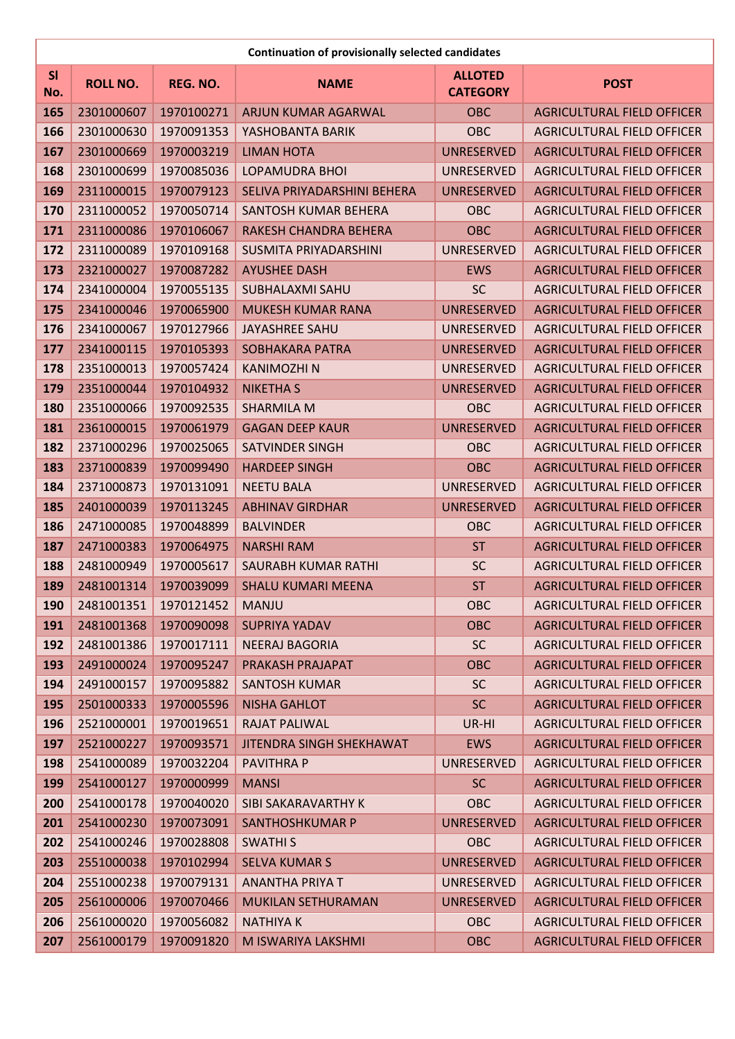| Continuation of provisionally selected candidates | | | | | |
|---|---|---|---|---|---|
| **Sl No.** | **ROLL NO.** | **REG. NO.** | **NAME** | **ALLOTED CATEGORY** | **POST** |
| **165** | 2301000607 | 1970100271 | ARJUN KUMAR AGARWAL | OBC | AGRICULTURAL FIELD OFFICER |
| **166** | 2301000630 | 1970091353 | YASHOBANTA BARIK | OBC | AGRICULTURAL FIELD OFFICER |
| **167** | 2301000669 | 1970003219 | LIMAN HOTA | UNRESERVED | AGRICULTURAL FIELD OFFICER |
| **168** | 2301000699 | 1970085036 | LOPAMUDRA BHOI | UNRESERVED | AGRICULTURAL FIELD OFFICER |
| **169** | 2311000015 | 1970079123 | SELIVA PRIYADARSHINI BEHERA | UNRESERVED | AGRICULTURAL FIELD OFFICER |
| **170** | 2311000052 | 1970050714 | SANTOSH KUMAR BEHERA | OBC | AGRICULTURAL FIELD OFFICER |
| **171** | 2311000086 | 1970106067 | RAKESH CHANDRA BEHERA | OBC | AGRICULTURAL FIELD OFFICER |
| **172** | 2311000089 | 1970109168 | SUSMITA PRIYADARSHINI | UNRESERVED | AGRICULTURAL FIELD OFFICER |
| **173** | 2321000027 | 1970087282 | AYUSHEE DASH | EWS | AGRICULTURAL FIELD OFFICER |
| **174** | 2341000004 | 1970055135 | SUBHALAXMI SAHU | SC | AGRICULTURAL FIELD OFFICER |
| **175** | 2341000046 | 1970065900 | MUKESH KUMAR RANA | UNRESERVED | AGRICULTURAL FIELD OFFICER |
| **176** | 2341000067 | 1970127966 | JAYASHREE SAHU | UNRESERVED | AGRICULTURAL FIELD OFFICER |
| **177** | 2341000115 | 1970105393 | SOBHAKARA PATRA | UNRESERVED | AGRICULTURAL FIELD OFFICER |
| **178** | 2351000013 | 1970057424 | KANIMOZHI N | UNRESERVED | AGRICULTURAL FIELD OFFICER |
| **179** | 2351000044 | 1970104932 | NIKETHA S | UNRESERVED | AGRICULTURAL FIELD OFFICER |
| **180** | 2351000066 | 1970092535 | SHARMILA M | OBC | AGRICULTURAL FIELD OFFICER |
| **181** | 2361000015 | 1970061979 | GAGAN DEEP KAUR | UNRESERVED | AGRICULTURAL FIELD OFFICER |
| **182** | 2371000296 | 1970025065 | SATVINDER SINGH | OBC | AGRICULTURAL FIELD OFFICER |
| **183** | 2371000839 | 1970099490 | HARDEEP SINGH | OBC | AGRICULTURAL FIELD OFFICER |
| **184** | 2371000873 | 1970131091 | NEETU BALA | UNRESERVED | AGRICULTURAL FIELD OFFICER |
| **185** | 2401000039 | 1970113245 | ABHINAV GIRDHAR | UNRESERVED | AGRICULTURAL FIELD OFFICER |
| **186** | 2471000085 | 1970048899 | BALVINDER | OBC | AGRICULTURAL FIELD OFFICER |
| **187** | 2471000383 | 1970064975 | NARSHI RAM | ST | AGRICULTURAL FIELD OFFICER |
| **188** | 2481000949 | 1970005617 | SAURABH KUMAR RATHI | SC | AGRICULTURAL FIELD OFFICER |
| **189** | 2481001314 | 1970039099 | SHALU KUMARI MEENA | ST | AGRICULTURAL FIELD OFFICER |
| **190** | 2481001351 | 1970121452 | MANJU | OBC | AGRICULTURAL FIELD OFFICER |
| **191** | 2481001368 | 1970090098 | SUPRIYA YADAV | OBC | AGRICULTURAL FIELD OFFICER |
| **192** | 2481001386 | 1970017111 | NEERAJ BAGORIA | SC | AGRICULTURAL FIELD OFFICER |
| **193** | 2491000024 | 1970095247 | PRAKASH PRAJAPAT | OBC | AGRICULTURAL FIELD OFFICER |
| **194** | 2491000157 | 1970095882 | SANTOSH KUMAR | SC | AGRICULTURAL FIELD OFFICER |
| **195** | 2501000333 | 1970005596 | NISHA GAHLOT | SC | AGRICULTURAL FIELD OFFICER |
| **196** | 2521000001 | 1970019651 | RAJAT PALIWAL | UR-HI | AGRICULTURAL FIELD OFFICER |
| **197** | 2521000227 | 1970093571 | JITENDRA SINGH SHEKHAWAT | EWS | AGRICULTURAL FIELD OFFICER |
| **198** | 2541000089 | 1970032204 | PAVITHRA P | UNRESERVED | AGRICULTURAL FIELD OFFICER |
| **199** | 2541000127 | 1970000999 | MANSI | SC | AGRICULTURAL FIELD OFFICER |
| **200** | 2541000178 | 1970040020 | SIBI SAKARAVARTHY K | OBC | AGRICULTURAL FIELD OFFICER |
| **201** | 2541000230 | 1970073091 | SANTHOSHKUMAR P | UNRESERVED | AGRICULTURAL FIELD OFFICER |
| **202** | 2541000246 | 1970028808 | SWATHI S | OBC | AGRICULTURAL FIELD OFFICER |
| **203** | 2551000038 | 1970102994 | SELVA KUMAR S | UNRESERVED | AGRICULTURAL FIELD OFFICER |
| **204** | 2551000238 | 1970079131 | ANANTHA PRIYA T | UNRESERVED | AGRICULTURAL FIELD OFFICER |
| **205** | 2561000006 | 1970070466 | MUKILAN SETHURAMAN | UNRESERVED | AGRICULTURAL FIELD OFFICER |
| **206** | 2561000020 | 1970056082 | NATHIYA K | OBC | AGRICULTURAL FIELD OFFICER |
| **207** | 2561000179 | 1970091820 | M ISWARIYA LAKSHMI | OBC | AGRICULTURAL FIELD OFFICER |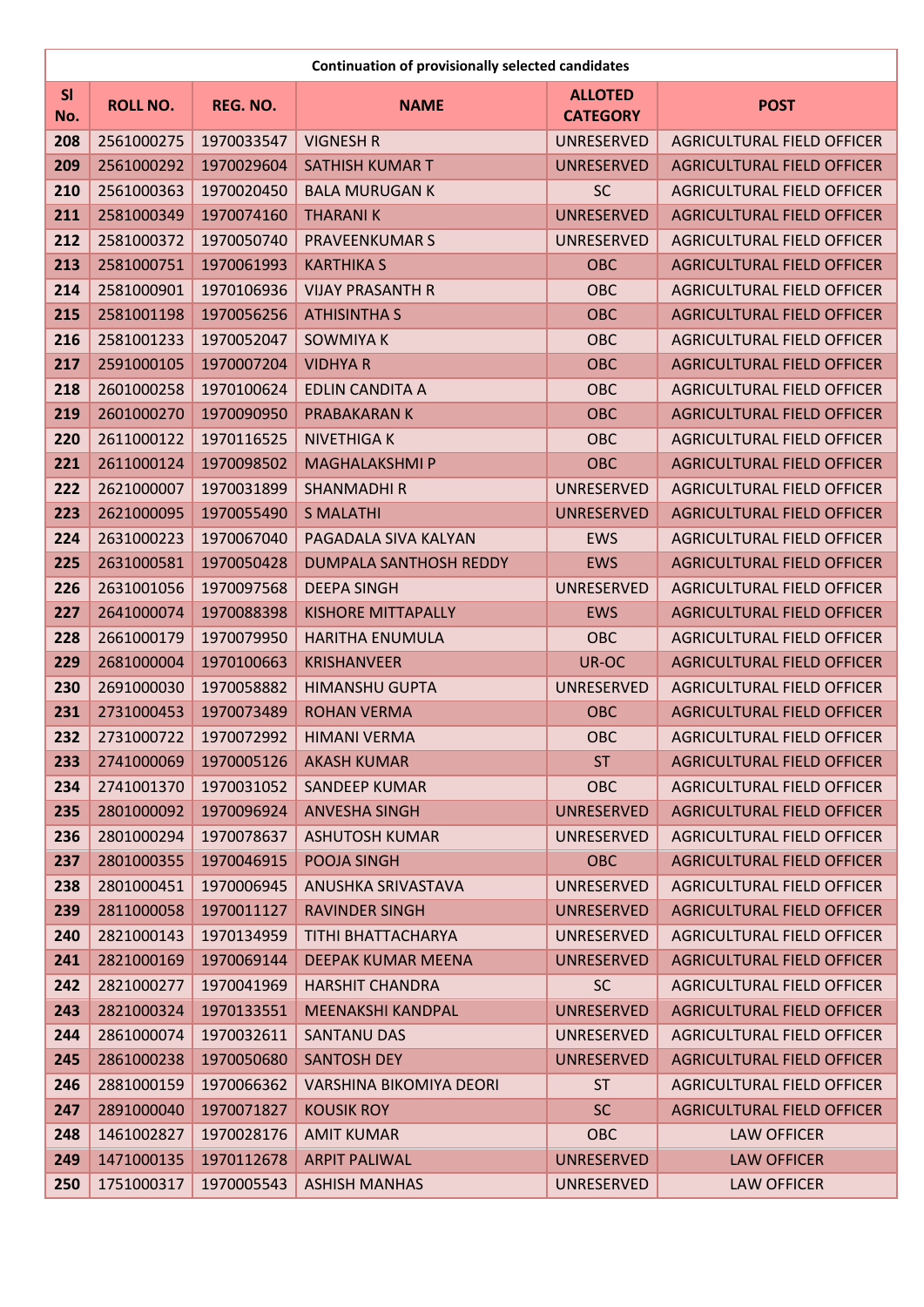| Continuation of provisionally selected candidates | | | | | |
|---|---|---|---|---|---|
| **Sl No.** | **ROLL NO.** | **REG. NO.** | **NAME** | **ALLOTED CATEGORY** | **POST** |
| 208 | 2561000275 | 1970033547 | VIGNESH R | UNRESERVED | AGRICULTURAL FIELD OFFICER |
| 209 | 2561000292 | 1970029604 | SATHISH KUMAR T | UNRESERVED | AGRICULTURAL FIELD OFFICER |
| 210 | 2561000363 | 1970020450 | BALA MURUGAN K | SC | AGRICULTURAL FIELD OFFICER |
| 211 | 2581000349 | 1970074160 | THARANI K | UNRESERVED | AGRICULTURAL FIELD OFFICER |
| 212 | 2581000372 | 1970050740 | PRAVEENKUMAR S | UNRESERVED | AGRICULTURAL FIELD OFFICER |
| 213 | 2581000751 | 1970061993 | KARTHIKA S | OBC | AGRICULTURAL FIELD OFFICER |
| 214 | 2581000901 | 1970106936 | VIJAY PRASANTH R | OBC | AGRICULTURAL FIELD OFFICER |
| 215 | 2581001198 | 1970056256 | ATHISINTHA S | OBC | AGRICULTURAL FIELD OFFICER |
| 216 | 2581001233 | 1970052047 | SOWMIYA K | OBC | AGRICULTURAL FIELD OFFICER |
| 217 | 2591000105 | 1970007204 | VIDHYA R | OBC | AGRICULTURAL FIELD OFFICER |
| 218 | 2601000258 | 1970100624 | EDLIN CANDITA A | OBC | AGRICULTURAL FIELD OFFICER |
| 219 | 2601000270 | 1970090950 | PRABAKARAN K | OBC | AGRICULTURAL FIELD OFFICER |
| 220 | 2611000122 | 1970116525 | NIVETHIGA K | OBC | AGRICULTURAL FIELD OFFICER |
| 221 | 2611000124 | 1970098502 | MAGHALAKSHMI P | OBC | AGRICULTURAL FIELD OFFICER |
| 222 | 2621000007 | 1970031899 | SHANMADHI R | UNRESERVED | AGRICULTURAL FIELD OFFICER |
| 223 | 2621000095 | 1970055490 | S MALATHI | UNRESERVED | AGRICULTURAL FIELD OFFICER |
| 224 | 2631000223 | 1970067040 | PAGADALA SIVA KALYAN | EWS | AGRICULTURAL FIELD OFFICER |
| 225 | 2631000581 | 1970050428 | DUMPALA SANTHOSH REDDY | EWS | AGRICULTURAL FIELD OFFICER |
| 226 | 2631001056 | 1970097568 | DEEPA SINGH | UNRESERVED | AGRICULTURAL FIELD OFFICER |
| 227 | 2641000074 | 1970088398 | KISHORE MITTAPALLY | EWS | AGRICULTURAL FIELD OFFICER |
| 228 | 2661000179 | 1970079950 | HARITHA ENUMULA | OBC | AGRICULTURAL FIELD OFFICER |
| 229 | 2681000004 | 1970100663 | KRISHANVEER | UR-OC | AGRICULTURAL FIELD OFFICER |
| 230 | 2691000030 | 1970058882 | HIMANSHU GUPTA | UNRESERVED | AGRICULTURAL FIELD OFFICER |
| 231 | 2731000453 | 1970073489 | ROHAN VERMA | OBC | AGRICULTURAL FIELD OFFICER |
| 232 | 2731000722 | 1970072992 | HIMANI VERMA | OBC | AGRICULTURAL FIELD OFFICER |
| 233 | 2741000069 | 1970005126 | AKASH KUMAR | ST | AGRICULTURAL FIELD OFFICER |
| 234 | 2741001370 | 1970031052 | SANDEEP KUMAR | OBC | AGRICULTURAL FIELD OFFICER |
| 235 | 2801000092 | 1970096924 | ANVESHA SINGH | UNRESERVED | AGRICULTURAL FIELD OFFICER |
| 236 | 2801000294 | 1970078637 | ASHUTOSH KUMAR | UNRESERVED | AGRICULTURAL FIELD OFFICER |
| 237 | 2801000355 | 1970046915 | POOJA SINGH | OBC | AGRICULTURAL FIELD OFFICER |
| 238 | 2801000451 | 1970006945 | ANUSHKA SRIVASTAVA | UNRESERVED | AGRICULTURAL FIELD OFFICER |
| 239 | 2811000058 | 1970011127 | RAVINDER SINGH | UNRESERVED | AGRICULTURAL FIELD OFFICER |
| 240 | 2821000143 | 1970134959 | TITHI BHATTACHARYA | UNRESERVED | AGRICULTURAL FIELD OFFICER |
| 241 | 2821000169 | 1970069144 | DEEPAK KUMAR MEENA | UNRESERVED | AGRICULTURAL FIELD OFFICER |
| 242 | 2821000277 | 1970041969 | HARSHIT CHANDRA | SC | AGRICULTURAL FIELD OFFICER |
| 243 | 2821000324 | 1970133551 | MEENAKSHI KANDPAL | UNRESERVED | AGRICULTURAL FIELD OFFICER |
| 244 | 2861000074 | 1970032611 | SANTANU DAS | UNRESERVED | AGRICULTURAL FIELD OFFICER |
| 245 | 2861000238 | 1970050680 | SANTOSH DEY | UNRESERVED | AGRICULTURAL FIELD OFFICER |
| 246 | 2881000159 | 1970066362 | VARSHINA BIKOMIYA DEORI | ST | AGRICULTURAL FIELD OFFICER |
| 247 | 2891000040 | 1970071827 | KOUSIK ROY | SC | AGRICULTURAL FIELD OFFICER |
| 248 | 1461002827 | 1970028176 | AMIT KUMAR | OBC | LAW OFFICER |
| 249 | 1471000135 | 1970112678 | ARPIT PALIWAL | UNRESERVED | LAW OFFICER |
| 250 | 1751000317 | 1970005543 | ASHISH MANHAS | UNRESERVED | LAW OFFICER |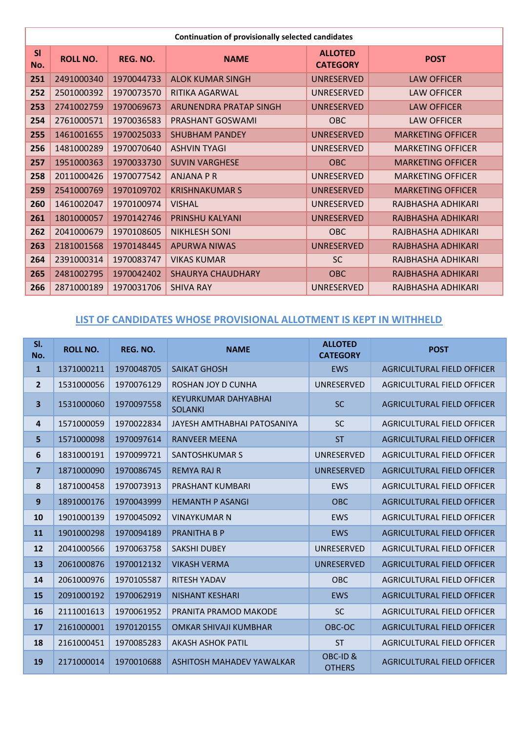| Continuation of provisionally selected candidates | | | | | |
|---|---|---|---|---|---|
| **Sl No.** | **ROLL NO.** | **REG. NO.** | **NAME** | **ALLOTED CATEGORY** | **POST** |
| **251** | 2491000340 | 1970044733 | ALOK KUMAR SINGH | UNRESERVED | LAW OFFICER |
| **252** | 2501000392 | 1970073570 | RITIKA AGARWAL | UNRESERVED | LAW OFFICER |
| **253** | 2741002759 | 1970069673 | ARUNENDRA PRATAP SINGH | UNRESERVED | LAW OFFICER |
| **254** | 2761000571 | 1970036583 | PRASHANT GOSWAMI | OBC | LAW OFFICER |
| **255** | 1461001655 | 1970025033 | SHUBHAM PANDEY | UNRESERVED | MARKETING OFFICER |
| **256** | 1481000289 | 1970070640 | ASHVIN TYAGI | UNRESERVED | MARKETING OFFICER |
| **257** | 1951000363 | 1970033730 | SUVIN VARGHESE | OBC | MARKETING OFFICER |
| **258** | 2011000426 | 1970077542 | ANJANA P R | UNRESERVED | MARKETING OFFICER |
| **259** | 2541000769 | 1970109702 | KRISHNAKUMAR S | UNRESERVED | MARKETING OFFICER |
| **260** | 1461002047 | 1970100974 | VISHAL | UNRESERVED | RAJBHASHA ADHIKARI |
| **261** | 1801000057 | 1970142746 | PRINSHU KALYANI | UNRESERVED | RAJBHASHA ADHIKARI |
| **262** | 2041000679 | 1970108605 | NIKHLESH SONI | OBC | RAJBHASHA ADHIKARI |
| **263** | 2181001568 | 1970148445 | APURWA NIWAS | UNRESERVED | RAJBHASHA ADHIKARI |
| **264** | 2391000314 | 1970083747 | VIKAS KUMAR | SC | RAJBHASHA ADHIKARI |
| **265** | 2481002795 | 1970042402 | SHAURYA CHAUDHARY | OBC | RAJBHASHA ADHIKARI |
| **266** | 2871000189 | 1970031706 | SHIVA RAY | UNRESERVED | RAJBHASHA ADHIKARI |

## LIST OF CANDIDATES WHOSE PROVISIONAL ALLOTMENT IS KEPT IN WITHHELD

| Sl. No. | ROLL NO. | REG. NO. | NAME | ALLOTED CATEGORY | POST |
|---|---|---|---|---|---|
| **1** | 1371000211 | 1970048705 | SAIKAT GHOSH | EWS | AGRICULTURAL FIELD OFFICER |
| **2** | 1531000056 | 1970076129 | ROSHAN JOY D CUNHA | UNRESERVED | AGRICULTURAL FIELD OFFICER |
| **3** | 1531000060 | 1970097558 | KEYURKUMAR DAHYABHAI SOLANKI | SC | AGRICULTURAL FIELD OFFICER |
| **4** | 1571000059 | 1970022834 | JAYESH AMTHABHAI PATOSANIYA | SC | AGRICULTURAL FIELD OFFICER |
| **5** | 1571000098 | 1970097614 | RANVEER MEENA | ST | AGRICULTURAL FIELD OFFICER |
| **6** | 1831000191 | 1970099721 | SANTOSHKUMAR S | UNRESERVED | AGRICULTURAL FIELD OFFICER |
| **7** | 1871000090 | 1970086745 | REMYA RAJ R | UNRESERVED | AGRICULTURAL FIELD OFFICER |
| **8** | 1871000458 | 1970073913 | PRASHANT KUMBARI | EWS | AGRICULTURAL FIELD OFFICER |
| **9** | 1891000176 | 1970043999 | HEMANTH P ASANGI | OBC | AGRICULTURAL FIELD OFFICER |
| **10** | 1901000139 | 1970045092 | VINAYKUMAR N | EWS | AGRICULTURAL FIELD OFFICER |
| **11** | 1901000298 | 1970094189 | PRANITHA B P | EWS | AGRICULTURAL FIELD OFFICER |
| **12** | 2041000566 | 1970063758 | SAKSHI DUBEY | UNRESERVED | AGRICULTURAL FIELD OFFICER |
| **13** | 2061000876 | 1970012132 | VIKASH VERMA | UNRESERVED | AGRICULTURAL FIELD OFFICER |
| **14** | 2061000976 | 1970105587 | RITESH YADAV | OBC | AGRICULTURAL FIELD OFFICER |
| **15** | 2091000192 | 1970062919 | NISHANT KESHARI | EWS | AGRICULTURAL FIELD OFFICER |
| **16** | 2111001613 | 1970061952 | PRANITA PRAMOD MAKODE | SC | AGRICULTURAL FIELD OFFICER |
| **17** | 2161000001 | 1970120155 | OMKAR SHIVAJI KUMBHAR | OBC-OC | AGRICULTURAL FIELD OFFICER |
| **18** | 2161000451 | 1970085283 | AKASH ASHOK PATIL | ST | AGRICULTURAL FIELD OFFICER |
| **19** | 2171000014 | 1970010688 | ASHITOSH MAHADEV YAWALKAR | OBC-ID & OTHERS | AGRICULTURAL FIELD OFFICER |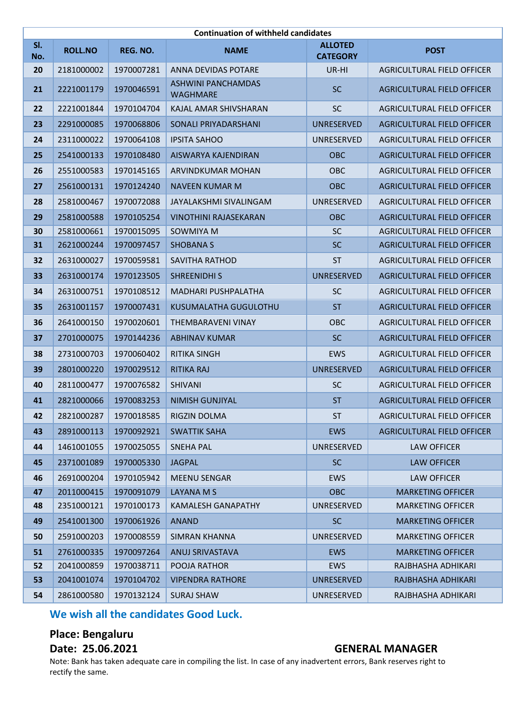| Continuation of withheld candidates | | | | | |
|---|---|---|---|---|---|
| **Sl. No.** | **ROLL.NO** | **REG. NO.** | **NAME** | **ALLOTED CATEGORY** | **POST** |
| 20 | 2181000002 | 1970007281 | ANNA DEVIDAS POTARE | UR-HI | AGRICULTURAL FIELD OFFICER |
| 21 | 2221001179 | 1970046591 | ASHWINI PANCHAMDAS WAGHMARE | SC | AGRICULTURAL FIELD OFFICER |
| 22 | 2221001844 | 1970104704 | KAJAL AMAR SHIVSHARAN | SC | AGRICULTURAL FIELD OFFICER |
| 23 | 2291000085 | 1970068806 | SONALI PRIYADARSHANI | UNRESERVED | AGRICULTURAL FIELD OFFICER |
| 24 | 2311000022 | 1970064108 | IPSITA SAHOO | UNRESERVED | AGRICULTURAL FIELD OFFICER |
| 25 | 2541000133 | 1970108480 | AISWARYA KAJENDIRAN | OBC | AGRICULTURAL FIELD OFFICER |
| 26 | 2551000583 | 1970145165 | ARVINDKUMAR MOHAN | OBC | AGRICULTURAL FIELD OFFICER |
| 27 | 2561000131 | 1970124240 | NAVEEN KUMAR M | OBC | AGRICULTURAL FIELD OFFICER |
| 28 | 2581000467 | 1970072088 | JAYALAKSHMI SIVALINGAM | UNRESERVED | AGRICULTURAL FIELD OFFICER |
| 29 | 2581000588 | 1970105254 | VINOTHINI RAJASEKARAN | OBC | AGRICULTURAL FIELD OFFICER |
| 30 | 2581000661 | 1970015095 | SOWMIYA M | SC | AGRICULTURAL FIELD OFFICER |
| 31 | 2621000244 | 1970097457 | SHOBANA S | SC | AGRICULTURAL FIELD OFFICER |
| 32 | 2631000027 | 1970059581 | SAVITHA RATHOD | ST | AGRICULTURAL FIELD OFFICER |
| 33 | 2631000174 | 1970123505 | SHREENIDHI S | UNRESERVED | AGRICULTURAL FIELD OFFICER |
| 34 | 2631000751 | 1970108512 | MADHARI PUSHPALATHA | SC | AGRICULTURAL FIELD OFFICER |
| 35 | 2631001157 | 1970007431 | KUSUMALATHA GUGULOTHU | ST | AGRICULTURAL FIELD OFFICER |
| 36 | 2641000150 | 1970020601 | THEMBARAVENI VINAY | OBC | AGRICULTURAL FIELD OFFICER |
| 37 | 2701000075 | 1970144236 | ABHINAV KUMAR | SC | AGRICULTURAL FIELD OFFICER |
| 38 | 2731000703 | 1970060402 | RITIKA SINGH | EWS | AGRICULTURAL FIELD OFFICER |
| 39 | 2801000220 | 1970029512 | RITIKA RAJ | UNRESERVED | AGRICULTURAL FIELD OFFICER |
| 40 | 2811000477 | 1970076582 | SHIVANI | SC | AGRICULTURAL FIELD OFFICER |
| 41 | 2821000066 | 1970083253 | NIMISH GUNJIYAL | ST | AGRICULTURAL FIELD OFFICER |
| 42 | 2821000287 | 1970018585 | RIGZIN DOLMA | ST | AGRICULTURAL FIELD OFFICER |
| 43 | 2891000113 | 1970092921 | SWATTIK SAHA | EWS | AGRICULTURAL FIELD OFFICER |
| 44 | 1461001055 | 1970025055 | SNEHA PAL | UNRESERVED | LAW OFFICER |
| 45 | 2371001089 | 1970005330 | JAGPAL | SC | LAW OFFICER |
| 46 | 2691000204 | 1970105942 | MEENU SENGAR | EWS | LAW OFFICER |
| 47 | 2011000415 | 1970091079 | LAYANA M S | OBC | MARKETING OFFICER |
| 48 | 2351000121 | 1970100173 | KAMALESH GANAPATHY | UNRESERVED | MARKETING OFFICER |
| 49 | 2541001300 | 1970061926 | ANAND | SC | MARKETING OFFICER |
| 50 | 2591000203 | 1970008559 | SIMRAN KHANNA | UNRESERVED | MARKETING OFFICER |
| 51 | 2761000335 | 1970097264 | ANUJ SRIVASTAVA | EWS | MARKETING OFFICER |
| 52 | 2041000859 | 1970038711 | POOJA RATHOR | EWS | RAJBHASHA ADHIKARI |
| 53 | 2041001074 | 1970104702 | VIPENDRA RATHORE | UNRESERVED | RAJBHASHA ADHIKARI |
| 54 | 2861000580 | 1970132124 | SURAJ SHAW | UNRESERVED | RAJBHASHA ADHIKARI |

**We wish all the candidates Good Luck.**

**Place: Bengaluru**

**Date: 25.06.2021** **GENERAL MANAGER**

Note: Bank has taken adequate care in compiling the list. In case of any inadvertent errors, Bank reserves right to rectify the same.